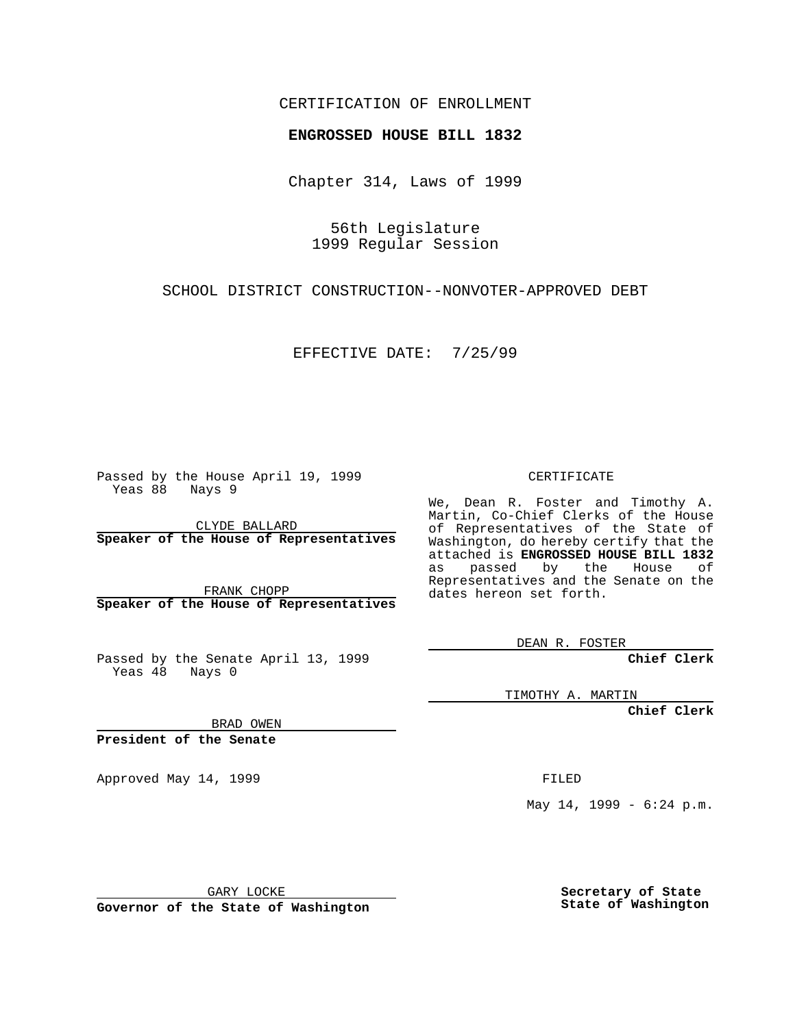CERTIFICATION OF ENROLLMENT

**ENGROSSED HOUSE BILL 1832**

Chapter 314, Laws of 1999

56th Legislature
1999 Regular Session

SCHOOL DISTRICT CONSTRUCTION--NONVOTER-APPROVED DEBT

EFFECTIVE DATE: 7/25/99

Passed by the House April 19, 1999
Yeas 88 Nays 9

CLYDE BALLARD
**Speaker of the House of Representatives**

FRANK CHOPP
**Speaker of the House of Representatives**

Passed by the Senate April 13, 1999
Yeas 48 Nays 0

BRAD OWEN
**President of the Senate**

Approved May 14, 1999

GARY LOCKE
**Governor of the State of Washington**

CERTIFICATE

We, Dean R. Foster and Timothy A. Martin, Co-Chief Clerks of the House of Representatives of the State of Washington, do hereby certify that the attached is **ENGROSSED HOUSE BILL 1832** as passed by the House of Representatives and the Senate on the dates hereon set forth.

DEAN R. FOSTER
**Chief Clerk**

TIMOTHY A. MARTIN
**Chief Clerk**

FILED

May 14, 1999 - 6:24 p.m.

**Secretary of State**
**State of Washington**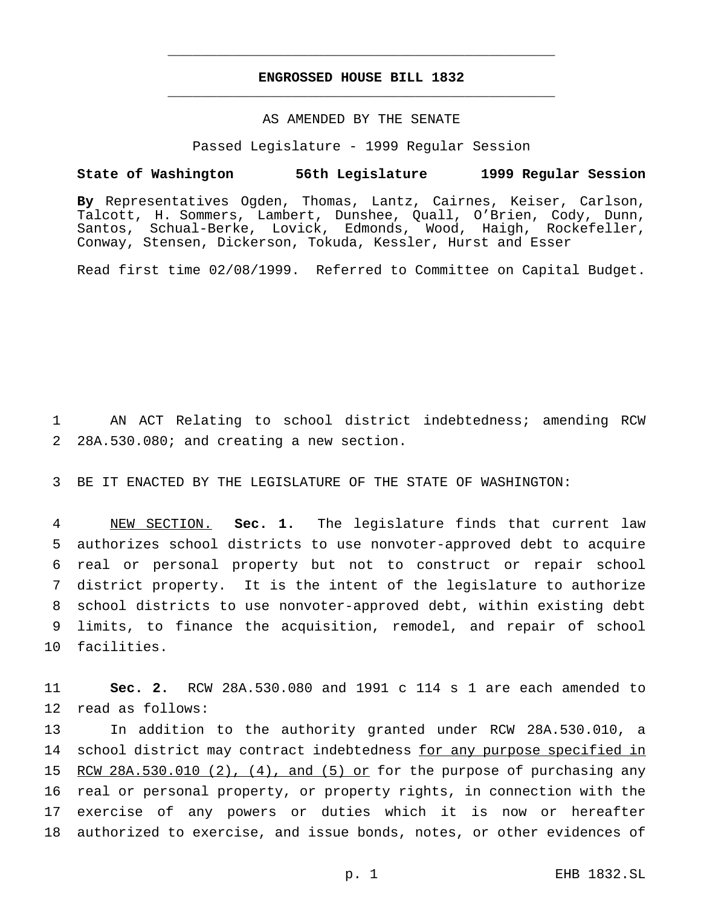**ENGROSSED HOUSE BILL 1832**

AS AMENDED BY THE SENATE

Passed Legislature - 1999 Regular Session

**State of Washington 56th Legislature 1999 Regular Session**

**By** Representatives Ogden, Thomas, Lantz, Cairnes, Keiser, Carlson, Talcott, H. Sommers, Lambert, Dunshee, Quall, O'Brien, Cody, Dunn, Santos, Schual-Berke, Lovick, Edmonds, Wood, Haigh, Rockefeller, Conway, Stensen, Dickerson, Tokuda, Kessler, Hurst and Esser

Read first time 02/08/1999. Referred to Committee on Capital Budget.

1 AN ACT Relating to school district indebtedness; amending RCW
2 28A.530.080; and creating a new section.

3 BE IT ENACTED BY THE LEGISLATURE OF THE STATE OF WASHINGTON:

4 <u>NEW SECTION.</u> **Sec. 1.** The legislature finds that current law
5 authorizes school districts to use nonvoter-approved debt to acquire
6 real or personal property but not to construct or repair school
7 district property. It is the intent of the legislature to authorize
8 school districts to use nonvoter-approved debt, within existing debt
9 limits, to finance the acquisition, remodel, and repair of school
10 facilities.

11 **Sec. 2.** RCW 28A.530.080 and 1991 c 114 s 1 are each amended to
12 read as follows:

13 In addition to the authority granted under RCW 28A.530.010, a
14 school district may contract indebtedness <u>for any purpose specified in</u>
15 <u>RCW 28A.530.010 (2), (4), and (5) or</u> for the purpose of purchasing any
16 real or personal property, or property rights, in connection with the
17 exercise of any powers or duties which it is now or hereafter
18 authorized to exercise, and issue bonds, notes, or other evidences of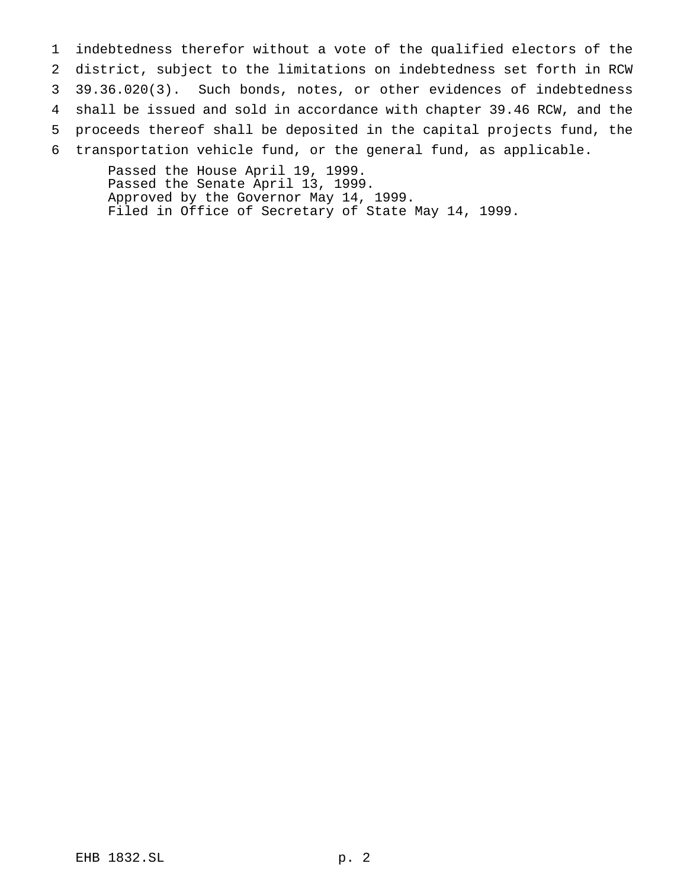indebtedness therefor without a vote of the qualified electors of the district, subject to the limitations on indebtedness set forth in RCW 39.36.020(3). Such bonds, notes, or other evidences of indebtedness shall be issued and sold in accordance with chapter 39.46 RCW, and the proceeds thereof shall be deposited in the capital projects fund, the transportation vehicle fund, or the general fund, as applicable.

Passed the House April 19, 1999.
Passed the Senate April 13, 1999.
Approved by the Governor May 14, 1999.
Filed in Office of Secretary of State May 14, 1999.